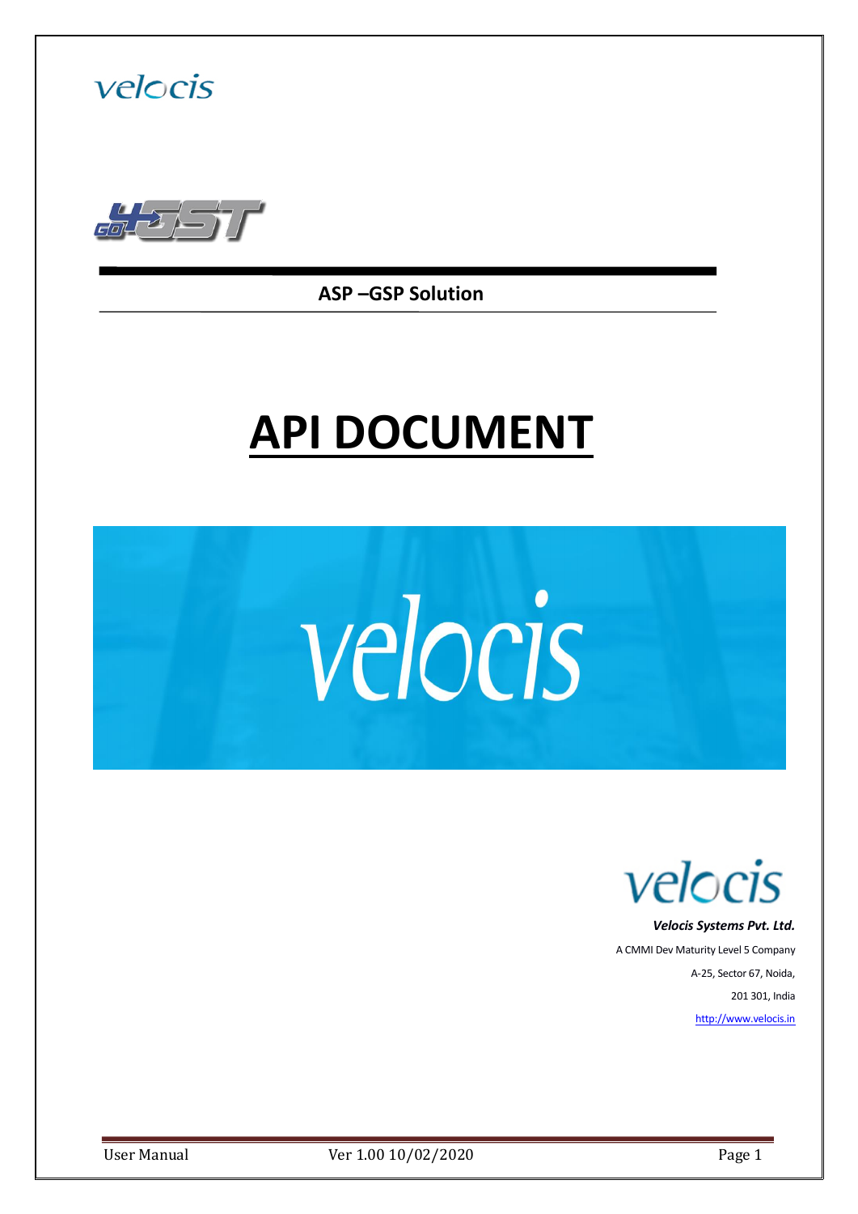velocis

GO4GST

**ASP –GSP Solution**

# API DOCUMENT

velocis

velocis

***Velocis Systems Pvt. Ltd.***

A CMMI Dev Maturity Level 5 Company

A-25, Sector 67, Noida,

201 301, India

http://www.velocis.in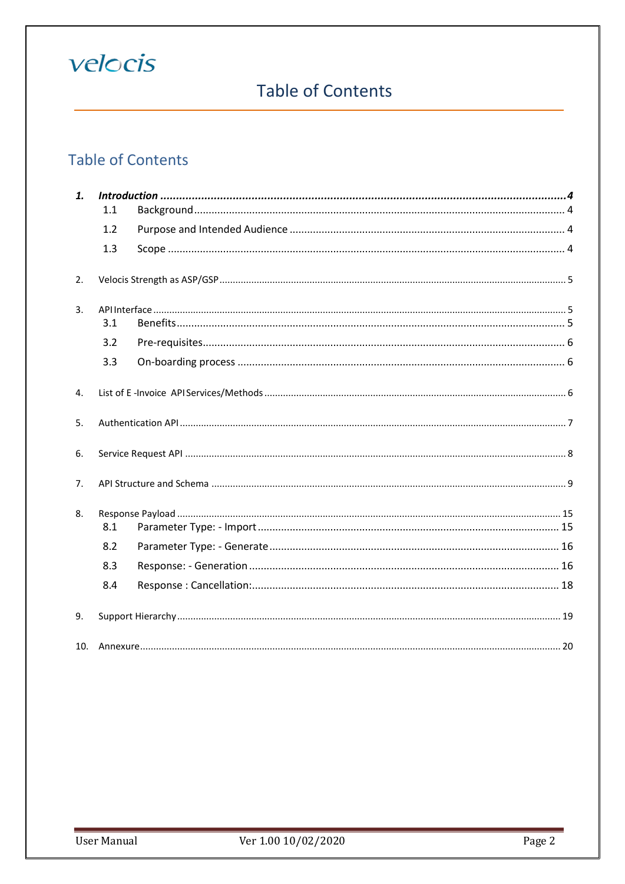# Table of Contents

## Table of Contents

1. ***Introduction*** ...4
   - 1.1 Background ... 4
   - 1.2 Purpose and Intended Audience ... 4
   - 1.3 Scope ... 4
2. Velocis Strength as ASP/GSP ... 5
3. API Interface ... 5
   - 3.1 Benefits ... 5
   - 3.2 Pre-requisites ... 6
   - 3.3 On-boarding process ... 6
4. List of E -Invoice API Services/Methods ... 6
5. Authentication API ... 7
6. Service Request API ... 8
7. API Structure and Schema ... 9
8. Response Payload ... 15
   - 8.1 Parameter Type: - Import ... 15
   - 8.2 Parameter Type: - Generate ... 16
   - 8.3 Response: - Generation ... 16
   - 8.4 Response : Cancellation: ... 18
9. Support Hierarchy ... 19
10. Annexure ... 20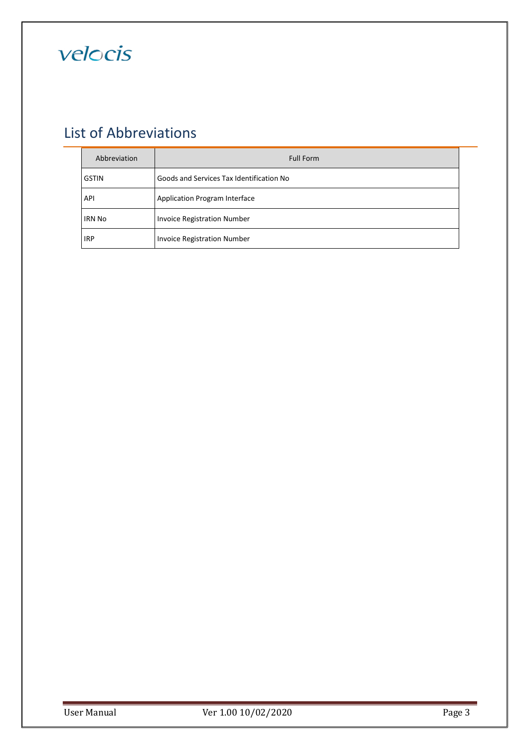# List of Abbreviations

| Abbreviation | Full Form |
|---|---|
| GSTIN | Goods and Services Tax Identification No |
| API | Application Program Interface |
| IRN No | Invoice Registration Number |
| IRP | Invoice Registration Number |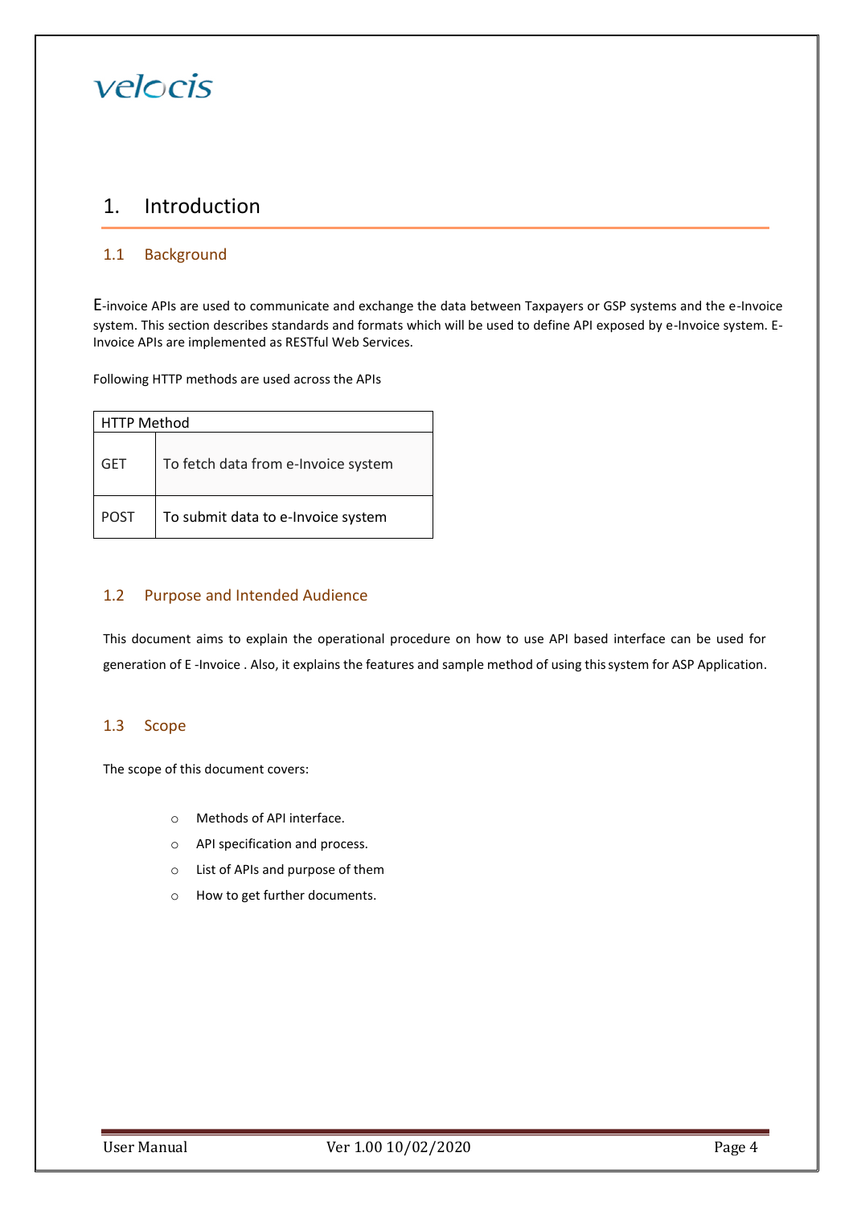# 1. Introduction

## 1.1 Background

E-invoice APIs are used to communicate and exchange the data between Taxpayers or GSP systems and the e-Invoice system. This section describes standards and formats which will be used to define API exposed by e-Invoice system. E-Invoice APIs are implemented as RESTful Web Services.

Following HTTP methods are used across the APIs

| HTTP Method | |
|---|---|
| GET | To fetch data from e-Invoice system |
| POST | To submit data to e-Invoice system |

## 1.2 Purpose and Intended Audience

This document aims to explain the operational procedure on how to use API based interface can be used for generation of E -Invoice . Also, it explains the features and sample method of using this system for ASP Application.

## 1.3 Scope

The scope of this document covers:

- Methods of API interface.
- API specification and process.
- List of APIs and purpose of them
- How to get further documents.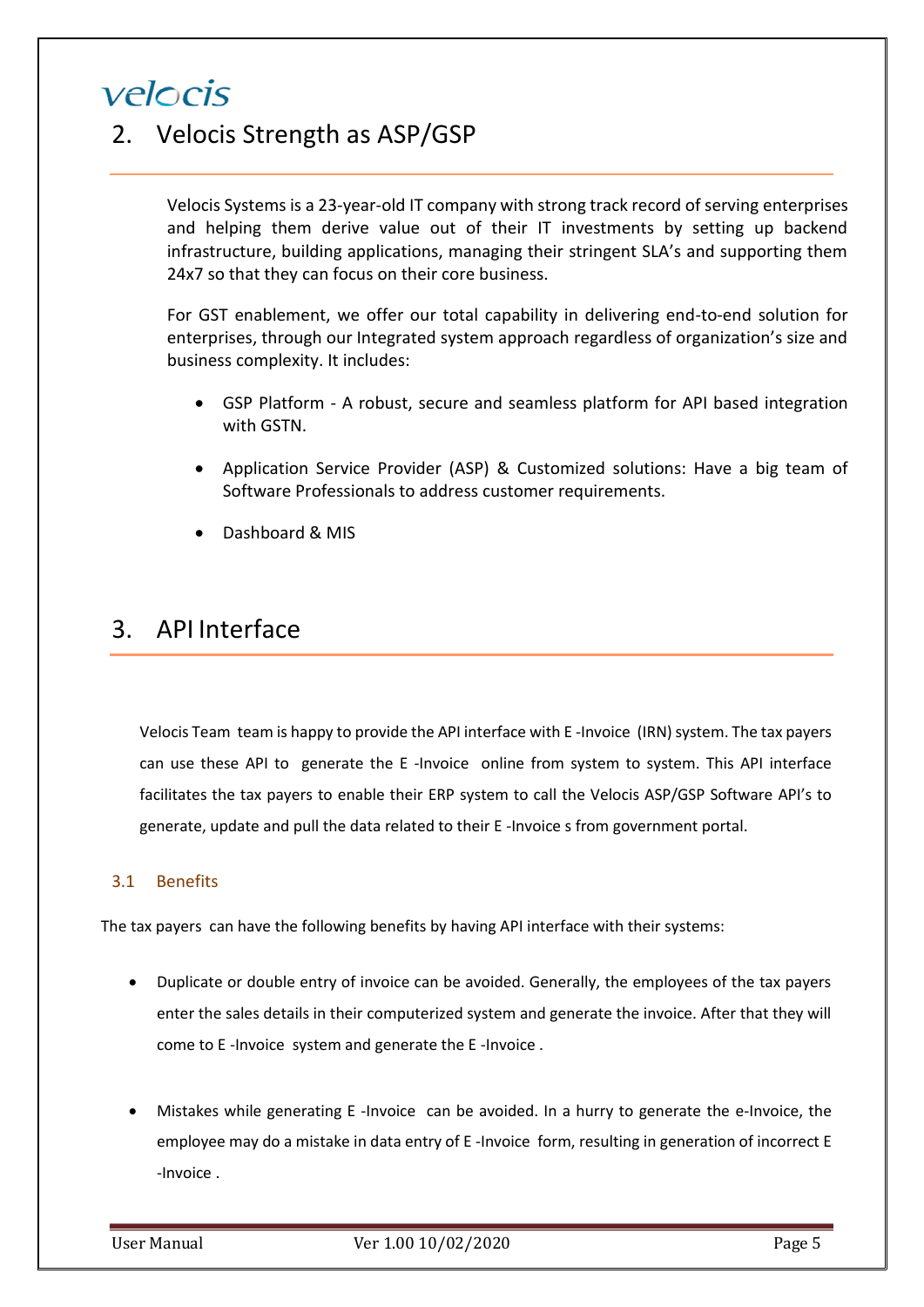## 2. Velocis Strength as ASP/GSP

Velocis Systems is a 23-year-old IT company with strong track record of serving enterprises and helping them derive value out of their IT investments by setting up backend infrastructure, building applications, managing their stringent SLA's and supporting them 24x7 so that they can focus on their core business.

For GST enablement, we offer our total capability in delivering end-to-end solution for enterprises, through our Integrated system approach regardless of organization's size and business complexity. It includes:

- GSP Platform - A robust, secure and seamless platform for API based integration with GSTN.
- Application Service Provider (ASP) & Customized solutions: Have a big team of Software Professionals to address customer requirements.
- Dashboard & MIS

## 3. API Interface

Velocis Team team is happy to provide the API interface with E -Invoice (IRN) system. The tax payers can use these API to generate the E -Invoice online from system to system. This API interface facilitates the tax payers to enable their ERP system to call the Velocis ASP/GSP Software API's to generate, update and pull the data related to their E -Invoice s from government portal.

### 3.1 Benefits

The tax payers can have the following benefits by having API interface with their systems:

- Duplicate or double entry of invoice can be avoided. Generally, the employees of the tax payers enter the sales details in their computerized system and generate the invoice. After that they will come to E -Invoice system and generate the E -Invoice .
- Mistakes while generating E -Invoice can be avoided. In a hurry to generate the e-Invoice, the employee may do a mistake in data entry of E -Invoice form, resulting in generation of incorrect E -Invoice .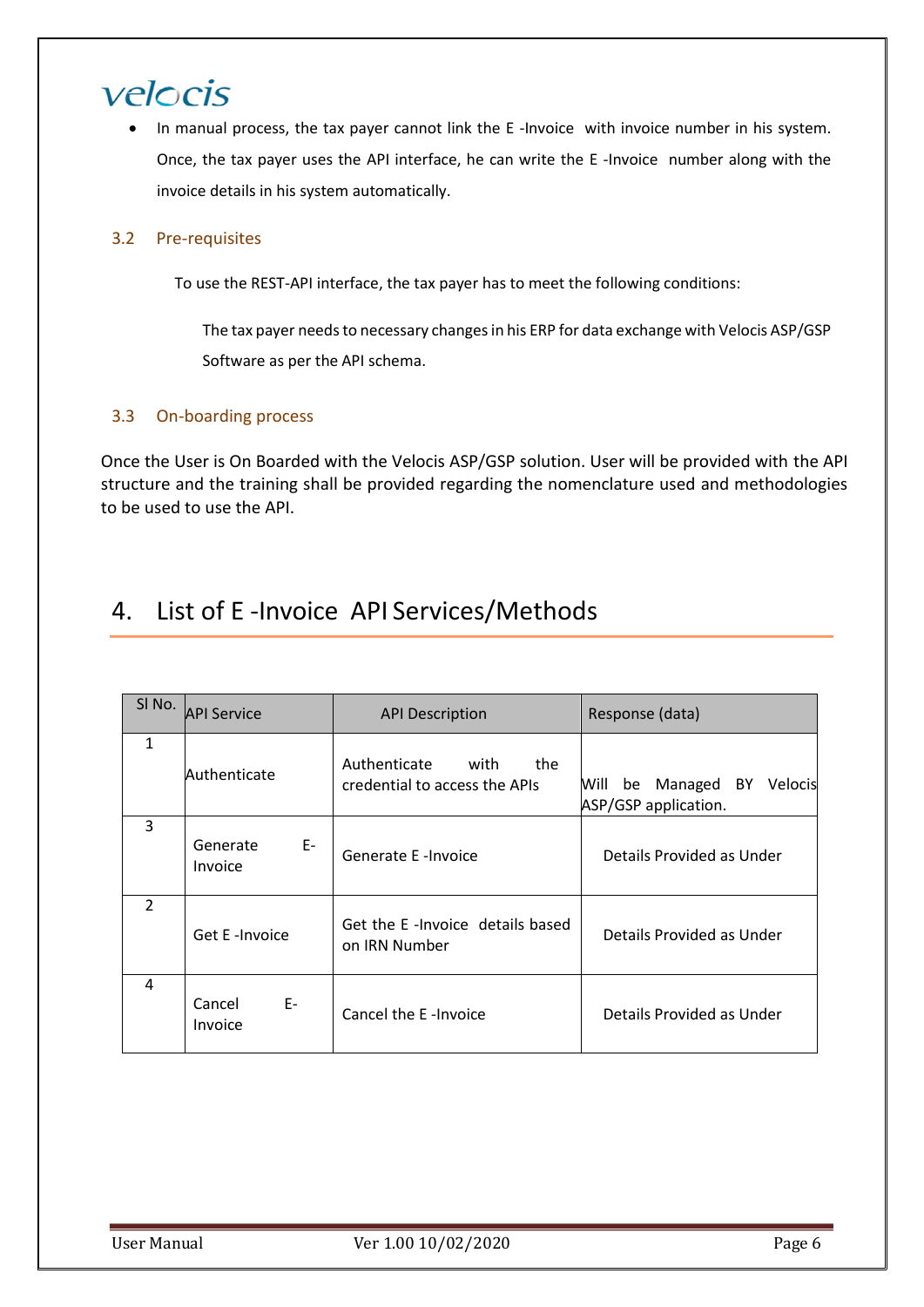- In manual process, the tax payer cannot link the E -Invoice with invoice number in his system. Once, the tax payer uses the API interface, he can write the E -Invoice number along with the invoice details in his system automatically.

### 3.2 Pre-requisites

To use the REST-API interface, the tax payer has to meet the following conditions:

The tax payer needs to necessary changes in his ERP for data exchange with Velocis ASP/GSP Software as per the API schema.

### 3.3 On-boarding process

Once the User is On Boarded with the Velocis ASP/GSP solution. User will be provided with the API structure and the training shall be provided regarding the nomenclature used and methodologies to be used to use the API.

## 4. List of E -Invoice API Services/Methods

| Sl No. | API Service | API Description | Response (data) |
|---|---|---|---|
| 1 | Authenticate | Authenticate with the credential to access the APIs | Will be Managed BY Velocis ASP/GSP application. |
| 3 | Generate E-Invoice | Generate E -Invoice | Details Provided as Under |
| 2 | Get E -Invoice | Get the E -Invoice details based on IRN Number | Details Provided as Under |
| 4 | Cancel E-Invoice | Cancel the E -Invoice | Details Provided as Under |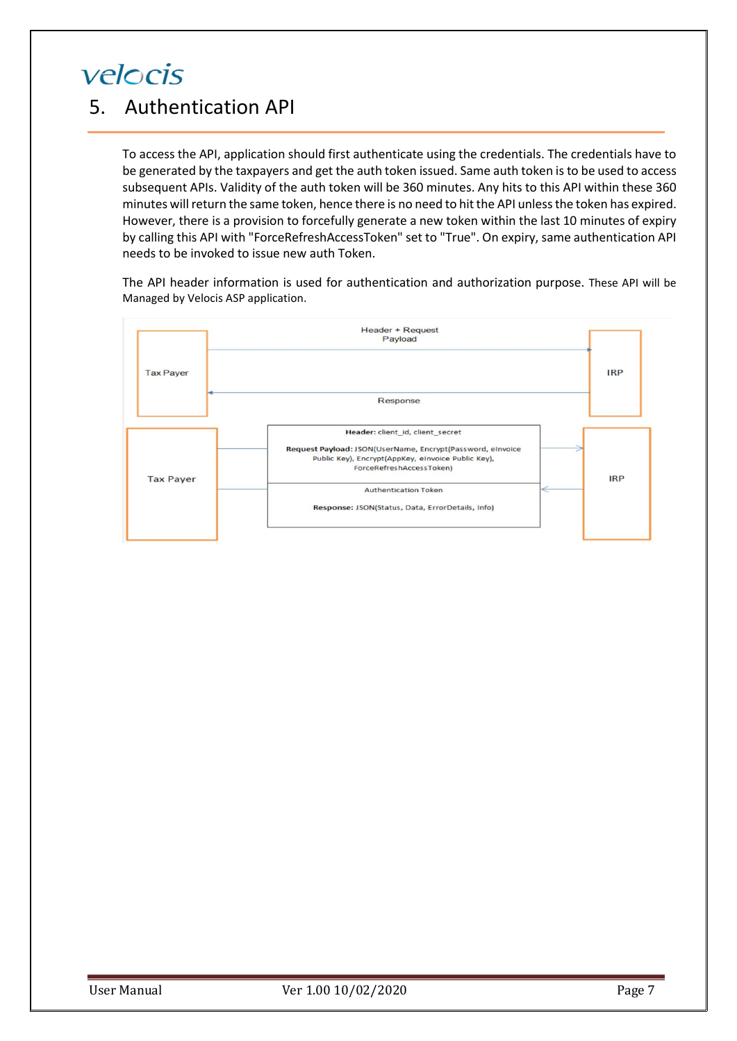# 5. Authentication API

To access the API, application should first authenticate using the credentials. The credentials have to be generated by the taxpayers and get the auth token issued. Same auth token is to be used to access subsequent APIs. Validity of the auth token will be 360 minutes. Any hits to this API within these 360 minutes will return the same token, hence there is no need to hit the API unless the token has expired. However, there is a provision to forcefully generate a new token within the last 10 minutes of expiry by calling this API with "ForceRefreshAccessToken" set to "True". On expiry, same authentication API needs to be invoked to issue new auth Token.

The API header information is used for authentication and authorization purpose. These API will be Managed by Velocis ASP application.

Tax Payer → IRP: Header + Request Payload

IRP → Tax Payer: Response

Tax Payer → IRP:

**Header:** client_id, client_secret

**Request Payload:** JSON(UserName, Encrypt(Password, eInvoice Public Key), Encrypt(AppKey, eInvoice Public Key), ForceRefreshAccessToken)

IRP → Tax Payer: Authentication Token

**Response:** JSON(Status, Data, ErrorDetails, Info)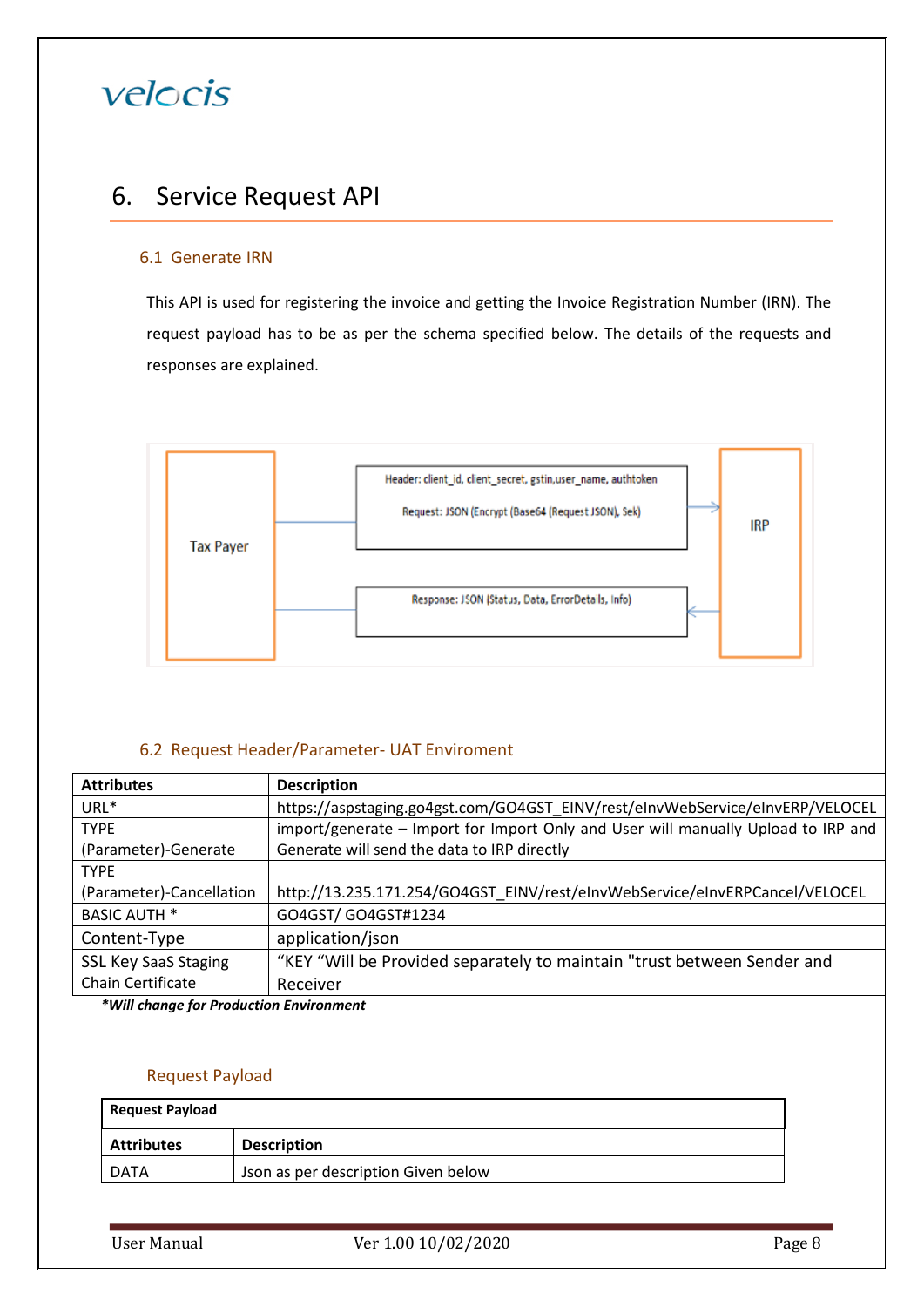# 6. Service Request API

## 6.1 Generate IRN

This API is used for registering the invoice and getting the Invoice Registration Number (IRN). The request payload has to be as per the schema specified below. The details of the requests and responses are explained.

Tax Payer

Header: client_id, client_secret, gstin,user_name, authtoken

Request: JSON (Encrypt (Base64 (Request JSON), Sek)

IRP

Response: JSON (Status, Data, ErrorDetails, Info)

## 6.2 Request Header/Parameter- UAT Enviroment

| Attributes | Description |
|---|---|
| URL* | https://aspstaging.go4gst.com/GO4GST_EINV/rest/eInvWebService/eInvERP/VELOCEL |
| TYPE (Parameter)-Generate | import/generate – Import for Import Only and User will manually Upload to IRP and Generate will send the data to IRP directly |
| TYPE (Parameter)-Cancellation | http://13.235.171.254/GO4GST_EINV/rest/eInvWebService/eInvERPCancel/VELOCEL |
| BASIC AUTH * | GO4GST/ GO4GST#1234 |
| Content-Type | application/json |
| SSL Key SaaS Staging Chain Certificate | "KEY "Will be Provided separately to maintain "trust between Sender and Receiver |

***Will change for Production Environment***

### Request Payload

| Request Payload | |
|---|---|
| **Attributes** | **Description** |
| DATA | Json as per description Given below |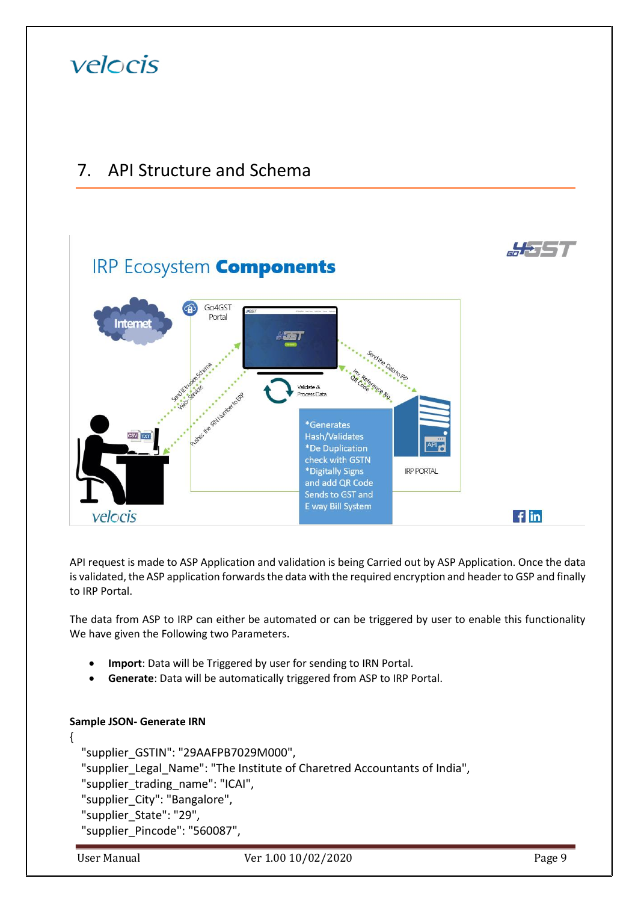# 7. API Structure and Schema

API request is made to ASP Application and validation is being Carried out by ASP Application. Once the data is validated, the ASP application forwards the data with the required encryption and header to GSP and finally to IRP Portal.

The data from ASP to IRP can either be automated or can be triggered by user to enable this functionality We have given the Following two Parameters.

- **Import**: Data will be Triggered by user for sending to IRN Portal.
- **Generate**: Data will be automatically triggered from ASP to IRP Portal.

**Sample JSON- Generate IRN**

```
{
  "supplier_GSTIN": "29AAFPB7029M000",
  "supplier_Legal_Name": "The Institute of Charetred Accountants of India",
  "supplier_trading_name": "ICAI",
  "supplier_City": "Bangalore",
  "supplier_State": "29",
  "supplier_Pincode": "560087",
```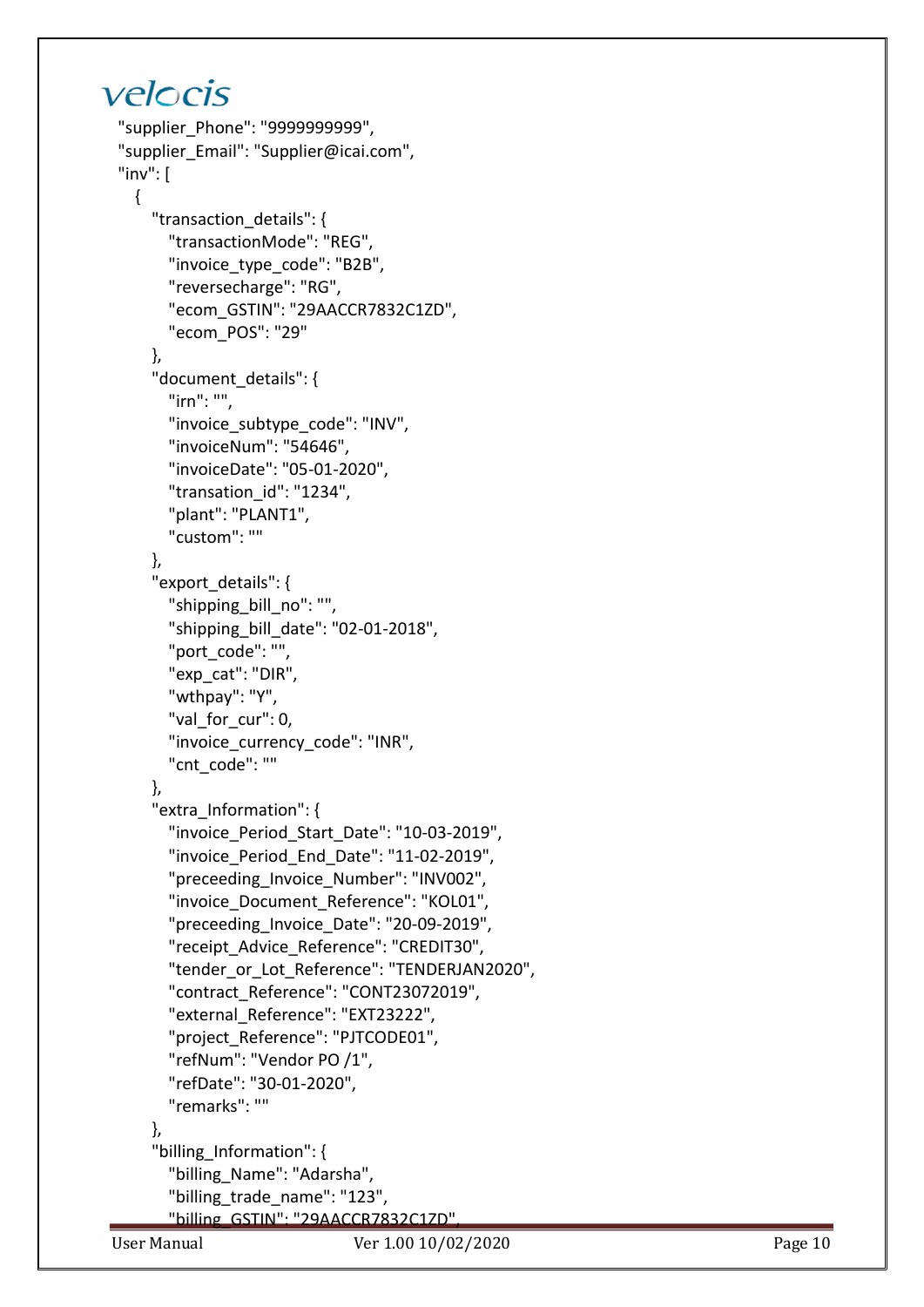```
"supplier_Phone": "9999999999",
"supplier_Email": "Supplier@icai.com",
"inv": [
  {
    "transaction_details": {
      "transactionMode": "REG",
      "invoice_type_code": "B2B",
      "reversecharge": "RG",
      "ecom_GSTIN": "29AACCR7832C1ZD",
      "ecom_POS": "29"
    },
    "document_details": {
      "irn": "",
      "invoice_subtype_code": "INV",
      "invoiceNum": "54646",
      "invoiceDate": "05-01-2020",
      "transation_id": "1234",
      "plant": "PLANT1",
      "custom": ""
    },
    "export_details": {
      "shipping_bill_no": "",
      "shipping_bill_date": "02-01-2018",
      "port_code": "",
      "exp_cat": "DIR",
      "wthpay": "Y",
      "val_for_cur": 0,
      "invoice_currency_code": "INR",
      "cnt_code": ""
    },
    "extra_Information": {
      "invoice_Period_Start_Date": "10-03-2019",
      "invoice_Period_End_Date": "11-02-2019",
      "preceeding_Invoice_Number": "INV002",
      "invoice_Document_Reference": "KOL01",
      "preceeding_Invoice_Date": "20-09-2019",
      "receipt_Advice_Reference": "CREDIT30",
      "tender_or_Lot_Reference": "TENDERJAN2020",
      "contract_Reference": "CONT23072019",
      "external_Reference": "EXT23222",
      "project_Reference": "PJTCODE01",
      "refNum": "Vendor PO /1",
      "refDate": "30-01-2020",
      "remarks": ""
    },
    "billing_Information": {
      "billing_Name": "Adarsha",
      "billing_trade_name": "123",
      "billing_GSTIN": "29AACCR7832C1ZD",
```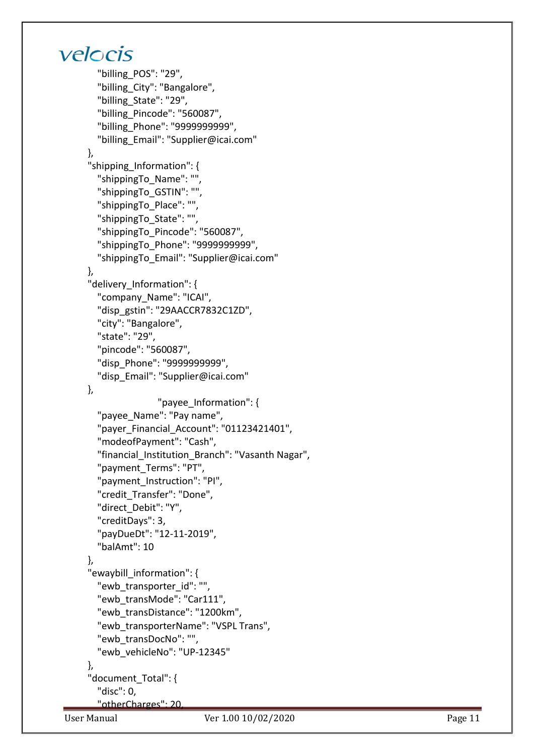```
    "billing_POS": "29",
    "billing_City": "Bangalore",
    "billing_State": "29",
    "billing_Pincode": "560087",
    "billing_Phone": "9999999999",
    "billing_Email": "Supplier@icai.com"
  },
  "shipping_Information": {
    "shippingTo_Name": "",
    "shippingTo_GSTIN": "",
    "shippingTo_Place": "",
    "shippingTo_State": "",
    "shippingTo_Pincode": "560087",
    "shippingTo_Phone": "9999999999",
    "shippingTo_Email": "Supplier@icai.com"
  },
  "delivery_Information": {
    "company_Name": "ICAI",
    "disp_gstin": "29AACCR7832C1ZD",
    "city": "Bangalore",
    "state": "29",
    "pincode": "560087",
    "disp_Phone": "9999999999",
    "disp_Email": "Supplier@icai.com"
  },
                  "payee_Information": {
    "payee_Name": "Pay name",
    "payer_Financial_Account": "01123421401",
    "modeofPayment": "Cash",
    "financial_Institution_Branch": "Vasanth Nagar",
    "payment_Terms": "PT",
    "payment_Instruction": "PI",
    "credit_Transfer": "Done",
    "direct_Debit": "Y",
    "creditDays": 3,
    "payDueDt": "12-11-2019",
    "balAmt": 10
  },
  "ewaybill_information": {
    "ewb_transporter_id": "",
    "ewb_transMode": "Car111",
    "ewb_transDistance": "1200km",
    "ewb_transporterName": "VSPL Trans",
    "ewb_transDocNo": "",
    "ewb_vehicleNo": "UP-12345"
  },
  "document_Total": {
    "disc": 0,
    "otherCharges": 20,
```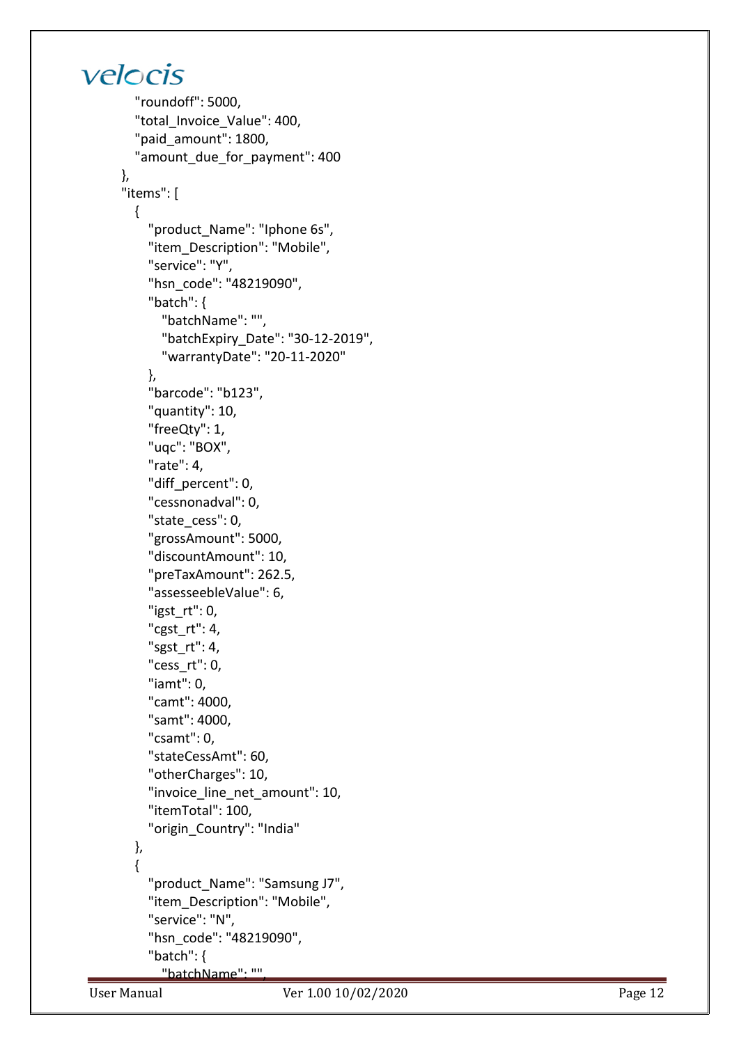```
        "roundoff": 5000,
        "total_Invoice_Value": 400,
        "paid_amount": 1800,
        "amount_due_for_payment": 400
    },
    "items": [
      {
        "product_Name": "Iphone 6s",
        "item_Description": "Mobile",
        "service": "Y",
        "hsn_code": "48219090",
        "batch": {
          "batchName": "",
          "batchExpiry_Date": "30-12-2019",
          "warrantyDate": "20-11-2020"
        },
        "barcode": "b123",
        "quantity": 10,
        "freeQty": 1,
        "uqc": "BOX",
        "rate": 4,
        "diff_percent": 0,
        "cessnonadval": 0,
        "state_cess": 0,
        "grossAmount": 5000,
        "discountAmount": 10,
        "preTaxAmount": 262.5,
        "assesseebleValue": 6,
        "igst_rt": 0,
        "cgst_rt": 4,
        "sgst_rt": 4,
        "cess_rt": 0,
        "iamt": 0,
        "camt": 4000,
        "samt": 4000,
        "csamt": 0,
        "stateCessAmt": 60,
        "otherCharges": 10,
        "invoice_line_net_amount": 10,
        "itemTotal": 100,
        "origin_Country": "India"
      },
      {
        "product_Name": "Samsung J7",
        "item_Description": "Mobile",
        "service": "N",
        "hsn_code": "48219090",
        "batch": {
          "batchName": "",
```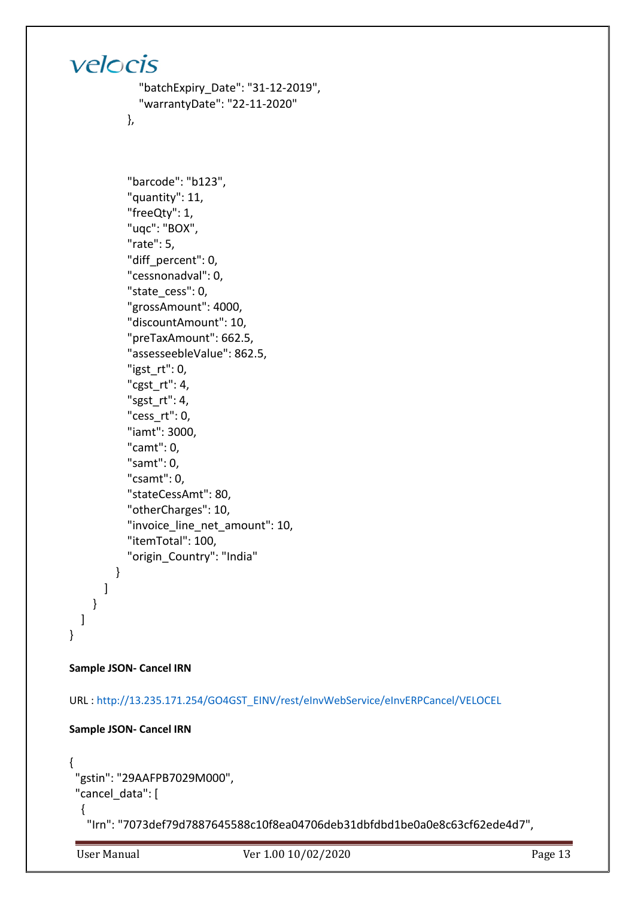```
            "batchExpiry_Date": "31-12-2019",
            "warrantyDate": "22-11-2020"
          },



          "barcode": "b123",
          "quantity": 11,
          "freeQty": 1,
          "uqc": "BOX",
          "rate": 5,
          "diff_percent": 0,
          "cessnonadval": 0,
          "state_cess": 0,
          "grossAmount": 4000,
          "discountAmount": 10,
          "preTaxAmount": 662.5,
          "assesseebleValue": 862.5,
          "igst_rt": 0,
          "cgst_rt": 4,
          "sgst_rt": 4,
          "cess_rt": 0,
          "iamt": 3000,
          "camt": 0,
          "samt": 0,
          "csamt": 0,
          "stateCessAmt": 80,
          "otherCharges": 10,
          "invoice_line_net_amount": 10,
          "itemTotal": 100,
          "origin_Country": "India"
        }
      ]
    }
  ]
}
```

**Sample JSON- Cancel IRN**

URL : http://13.235.171.254/GO4GST_EINV/rest/eInvWebService/eInvERPCancel/VELOCEL

**Sample JSON- Cancel IRN**

```
{
  "gstin": "29AAFPB7029M000",
  "cancel_data": [
   {
    "Irn": "7073def79d7887645588c10f8ea04706deb31dbfdbd1be0a0e8c63cf62ede4d7",
```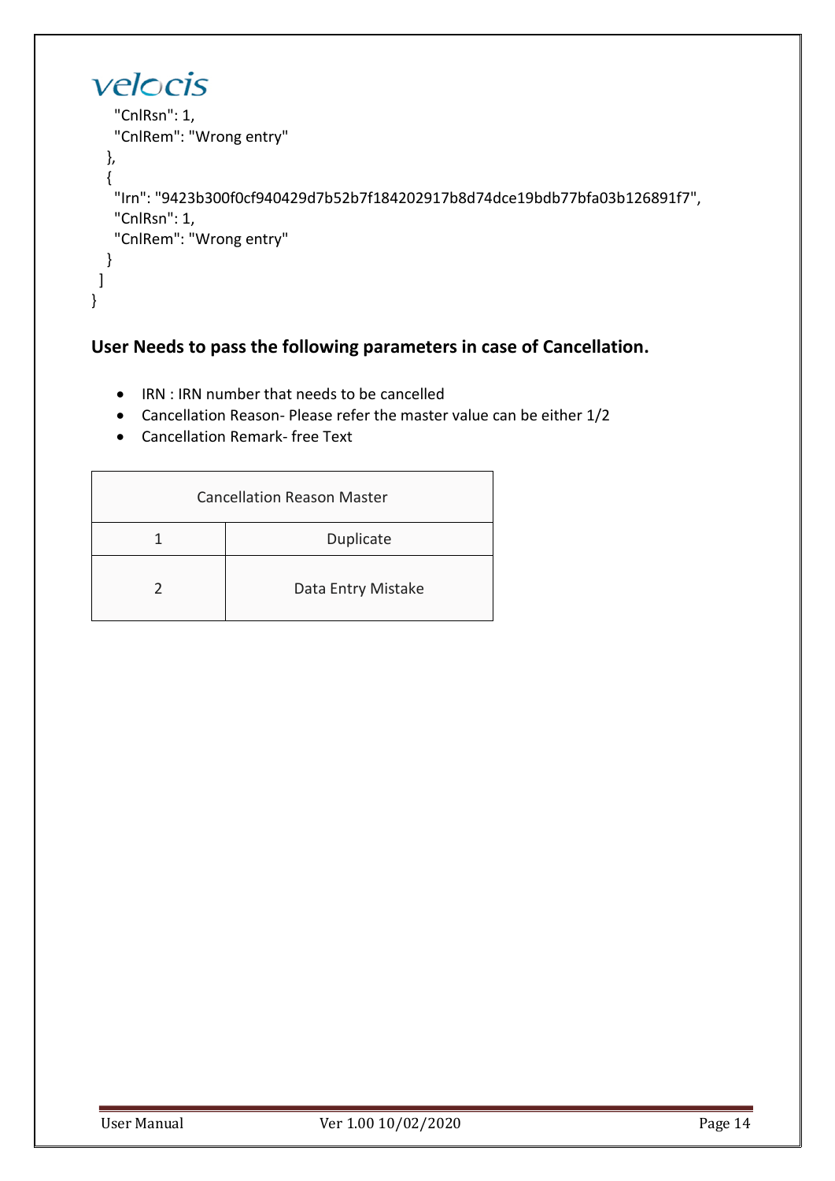```
    "CnlRsn": 1,
    "CnlRem": "Wrong entry"
  },
  {
    "Irn": "9423b300f0cf940429d7b52b7f184202917b8d74dce19bdb77bfa03b126891f7",
    "CnlRsn": 1,
    "CnlRem": "Wrong entry"
  }
 ]
}
```

### User Needs to pass the following parameters in case of Cancellation.

- IRN : IRN number that needs to be cancelled
- Cancellation Reason- Please refer the master value can be either 1/2
- Cancellation Remark- free Text

| Cancellation Reason Master | |
|---|---|
| 1 | Duplicate |
| 2 | Data Entry Mistake |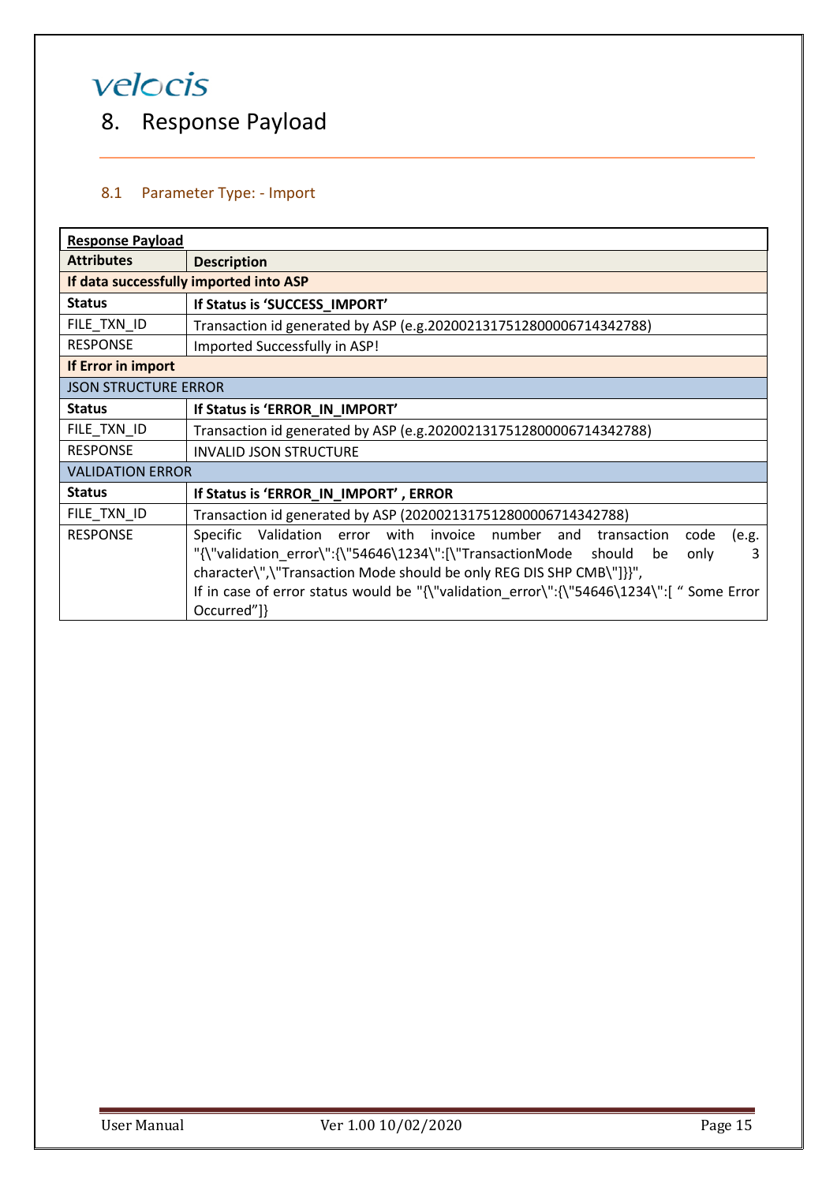velocis

# 8. Response Payload

## 8.1 Parameter Type: - Import

| **Response Payload** | |
|---|---|
| **Attributes** | **Description** |
| **If data successfully imported into ASP** | |
| **Status** | **If Status is 'SUCCESS_IMPORT'** |
| FILE_TXN_ID | Transaction id generated by ASP (e.g.20200213175128000006714342788) |
| RESPONSE | Imported Successfully in ASP! |
| **If Error in import** | |
| JSON STRUCTURE ERROR | |
| **Status** | **If Status is 'ERROR_IN_IMPORT'** |
| FILE_TXN_ID | Transaction id generated by ASP (e.g.20200213175128000006714342788) |
| RESPONSE | INVALID JSON STRUCTURE |
| VALIDATION ERROR | |
| **Status** | **If Status is 'ERROR_IN_IMPORT' , ERROR** |
| FILE_TXN_ID | Transaction id generated by ASP (20200213175128000006714342788) |
| RESPONSE | Specific Validation error with invoice number and transaction code (e.g. "{\"validation_error\":{\"54646\1234\":[\"TransactionMode should be only 3 character\",\"Transaction Mode should be only REG DIS SHP CMB\"]}}",<br>If in case of error status would be "{\"validation_error\":{\"54646\1234\":[ " Some Error Occurred"]} |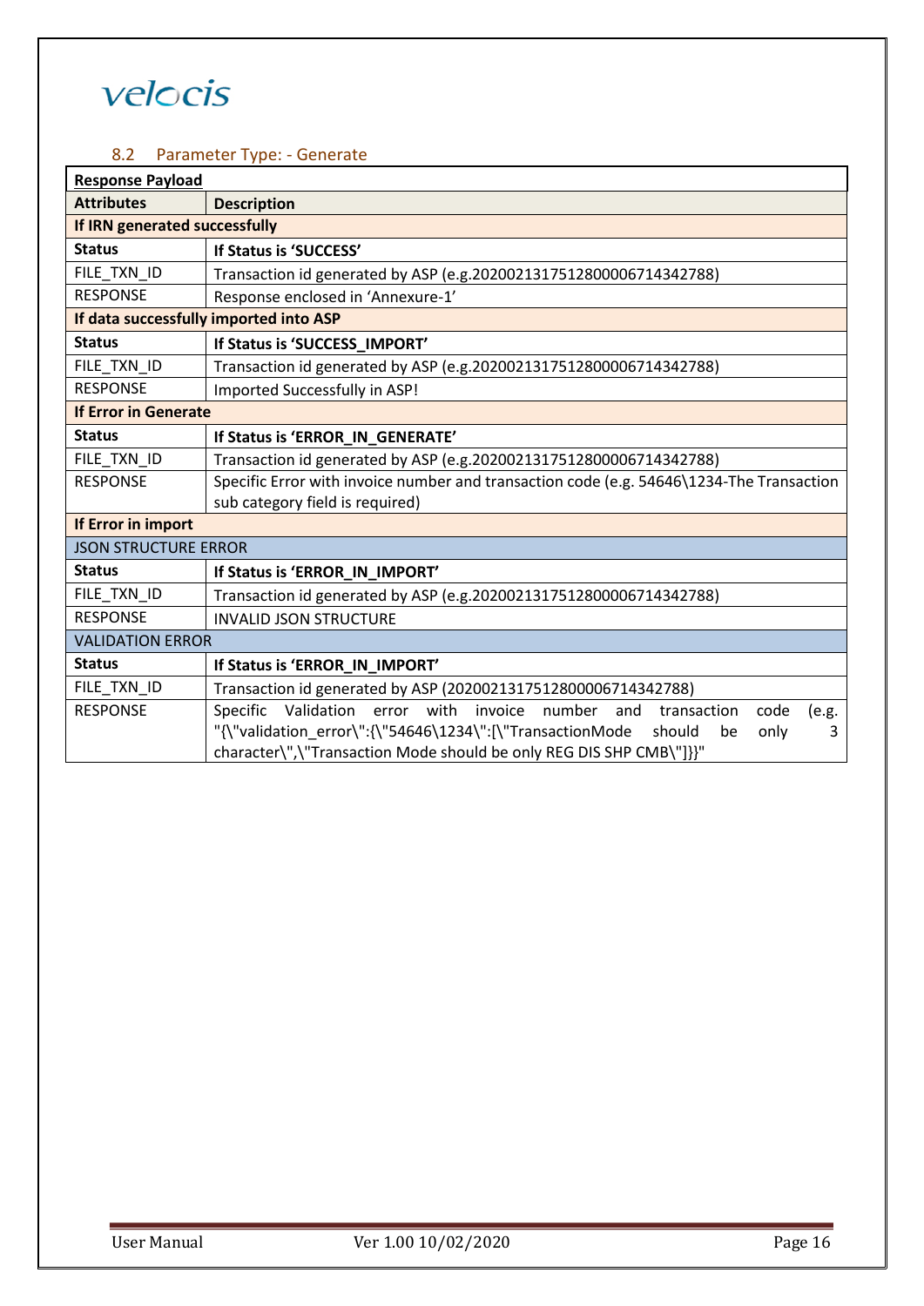### 8.2 Parameter Type: - Generate

| **Response Payload** | |
|---|---|
| **Attributes** | **Description** |
| **If IRN generated successfully** | |
| **Status** | **If Status is 'SUCCESS'** |
| FILE_TXN_ID | Transaction id generated by ASP (e.g.20200213175128000006714342788) |
| RESPONSE | Response enclosed in 'Annexure-1' |
| **If data successfully imported into ASP** | |
| **Status** | **If Status is 'SUCCESS_IMPORT'** |
| FILE_TXN_ID | Transaction id generated by ASP (e.g.20200213175128000006714342788) |
| RESPONSE | Imported Successfully in ASP! |
| **If Error in Generate** | |
| **Status** | **If Status is 'ERROR_IN_GENERATE'** |
| FILE_TXN_ID | Transaction id generated by ASP (e.g.20200213175128000006714342788) |
| RESPONSE | Specific Error with invoice number and transaction code (e.g. 54646\1234-The Transaction sub category field is required) |
| **If Error in import** | |
| JSON STRUCTURE ERROR | |
| **Status** | **If Status is 'ERROR_IN_IMPORT'** |
| FILE_TXN_ID | Transaction id generated by ASP (e.g.20200213175128000006714342788) |
| RESPONSE | INVALID JSON STRUCTURE |
| VALIDATION ERROR | |
| **Status** | **If Status is 'ERROR_IN_IMPORT'** |
| FILE_TXN_ID | Transaction id generated by ASP (20200213175128000006714342788) |
| RESPONSE | Specific Validation error with invoice number and transaction code (e.g. "{\"validation_error\":{\"54646\1234\":[\"TransactionMode should be only 3 character\",\"Transaction Mode should be only REG DIS SHP CMB\"]}}" |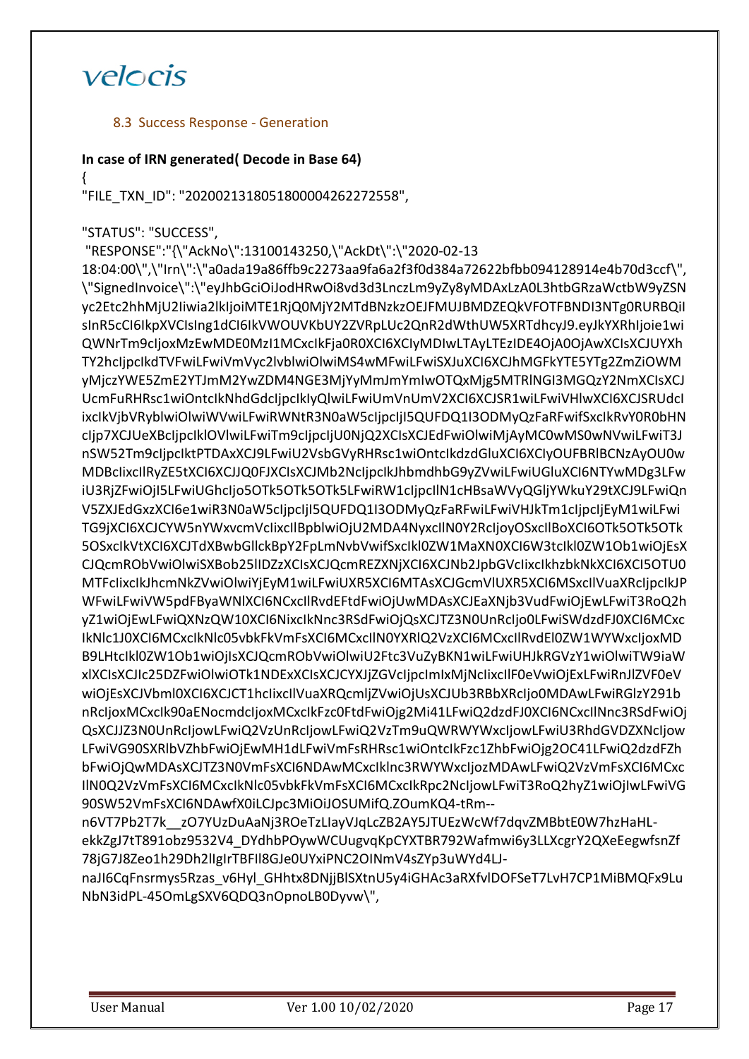### 8.3 Success Response - Generation

**In case of IRN generated( Decode in Base 64)**

```
{
"FILE_TXN_ID": "202002131805180000426227255 8",

"STATUS": "SUCCESS",
 "RESPONSE":"{\"AckNo\":13100143250,\"AckDt\":\"2020-02-13
18:04:00\",\"Irn\":\"a0ada19a86ffb9c2273aa9fa6a2f3f0d384a72622bfbb094128914e4b70d3ccf\",
\"SignedInvoice\":\"eyJhbGciOiJodHRwOi8vd3d3LnczLm9yZy8yMDAxLzA0L3htbGRzaWctbW9yZSN
yc2Etc2hhMjU2Iiwia2lkIjoiMTE1RjQ0MjY2MTdBNzkzOEJFMUJBMDZEQkVFOTFBNDI3NTg0RURBQiI
sInR5cCI6IkpXVCIsIng1dCI6IkVWOUVKbUY2ZVRpLUc2QnR2dWthUW5XRTdhcyJ9.eyJkYXRhIjoie1wi
QWNrTm9cIjoxMzEwMDE0MzI1MCxcIkFja0R0XCI6XCIyMDIwLTAyLTEzIDE4OjA0OjAwXCIsXCJUYXh
TY2hcIjpcIkdTVFwiLFwiVmVyc2lvblwiOlwiMS4wMFwiLFwiSXJuXCI6XCJhMGFkYTE5YTg2ZmZiOWM
yMjczYWE5ZmE2YTJmM2YwZDM4NGE3MjYyMmJmYmIwOTQxMjg5MTRlNGI3MGQzY2NmXCIsXCJ
UcmFuRHRsc1wiOntcIkNhdGdcIjpcIkIyQlwiLFwiUmVnUmV2XCI6XCJSR1wiLFwiVHlwXCI6XCJSRUdcI
ixcIkVjbVRyblwiOlwiWVwiLFwiRWNtR3N0aW5cIjpjI5QUFDQ1I3ODMyQzFaRFwifSxcIkRvY0R0bHN
cIjp7XCJUeXBcIjpcIklOVlwiLFwiTm9cIjpcIjU0NjQ2XCIsXCJEdFwiOlwiMjAyMC0wMS0wNVwiLFwiT3J
nSW52Tm9cIjpcIktPTDAxXCJ9LFwiU2VsbGVyRHRsc1wiOntcIkdzdGluXCI6XCIyOUFBRlBCNzAyOU0w
MDBcIixcIlRyZE5tXCI6XCJJQ0FJXCIsXCJMb2NcIjpcIkJhbmdhbG9yZVwiLFwiUGluXCI6NTYwMDg3LFw
iU3RjZFwiOjI5LFwiUGhIjo5OTk5OTk5OTk5LFwiRW1cIjpcIlN1cHBsaWVyQGljYWkuY29tXCJ9LFwiQn
V5ZXJEdGxzXCI6e1wiR3N0aW5cIjpcIjI5QUFDQ1I3ODMyQzFaRFwiLFwiVHJkTm1cIjpcIjEyM1wiLFwi
TG9jXCI6XCJCYW5nYWxvcmVcIixcIlBpblwiOjU2MDA4NyxcIlN0Y2RcIjoyOSxcIlBoXCI6OTk5OTk5OTk
5OSxcIkVtXCI6XCJTdXBwbGllckBpY2FpLmNvbVwifSxcIkl0ZW1MaXN0XCI6W3tcIkl0ZW1Ob1wiOjEsX
CJQcmRObVwiOlwiSXBob25lIDZzXCIsXCJQcmREZXNjXCI6XCJNb2JpbGVcIixcIkhzbkNkXCI6XCI5OTU0
MTFcIixcIkJhcmNkZVwiOlwiYjEyM1wiLFwiUXR5XCI6MTAsXCJGcmVlUXR5XCI6MSxcIlVuaXRcIjpcIkJP
WFwiLFwiVW5pdFByaWNlXCI6NCxcIlRvdEFtdFwiOjUwMDAsXCJEaXNjb3VudFwiOjEwLFwiT3RoQ2h
yZ1wiOjEwLFwiQXNzQW10XCI6NixcIkdzdFJ0XCI6QsXCJTZ3N0UnRcIjo0LFwiSWdzdFJ0XCI6MCxc
IkNlc1J0XCI6MCxcIkNlc05vbkFkVmFsXCI6MCxcIlN0YXRlQ2VzXCI6MCxcIlRvdEl0ZW1WYWxcIjoxMD
B9LHtcIkl0ZW1Ob1wiOjIsXCJQcmRObVwiOlwiU2Ftc3VuZyBKN1wiLFwiUHJkRGVzY1wiOlwiTW9iaW
xlXCIsXCJIc25DZFwiOlwiOTk1NDExXCIsXCJCYXJjZGVcIjpcImIxMjNcIixcIlF0eVwiOjExLFwiRnJlZVF0eV
wiOjEsXCJVbml0XCI6XCJCT1hcIixcIlVuaXRQcmljZVwiOjUsXCJUb3RBbXRcIjo0MDAwLFwiRGlzY291b
nRcIjoxMCxcIk90aENocmdcIjoxMCxcIkFzc0FtdFwiOjg2Mi41LFwiQ2dzdFJ0XCI6NCxcIlNnc3RSdFwiOj
QsXCJJZ3N0UnRcIjowLFwiQ2VzUnRcIjowLFwiQ2VzTm9uQWRWYWxcIjowLFwiU3RhdGVDZXNcIjow
LFwiVG90SXRlbVZhbFwiOjEwMH1dLFwiVmFsRHRsc1wiOntcIkFzc1ZhbFwiOjg2OC41LFwiQ2dzdFZh
bFwiOjQwMDAsXCJTZ3N0VmFsXCI6NDAwMCxcIklnc3RWYWxcIjozMDAwLFwiQ2VzVmFsXCI6MCxc
IlN0Q2VzVmFsXCI6MCxcIkNlc05vbkFkVmFsXCI6MCxcIkRpc2NvdW50XCI6MCxcIk90aENocmdcIjowLFwiVG
90SW52VmFsXCI6NDAwfX0iLCJpc3MiOiJOSUMifQ.ZOumKQ4-tRm--
n6VT7Pb2T7k__zO7YUzDuAaNj3ROeTzLIayVJqLcZB2AY5JTUEzWcWf7dqvZMBbtE0W7hzHaHL-
ekkZgJ7tT891obz9532V4_DYdhbPOywWCUugvqKpCYXTBR792Wafmwi6y3LLXcgrY2QXeEegwfsnZf
78jG7J8Zeo1h29Dh2lIgIrTBFIl8GJe0UYxiPNC2OINmV4sZYp3uWYd4LJ-
naJI6CqFnsrmys5Rzas_v6Hyl_GHhtx8DNjjBlSXtnU5y4iGHAc3aRXfvlDOFSeT7LvH7CP1MiBMQFx9Lu
NbN3idPL-45OmLgSXV6QDQ3nOpnoLB0Dyvw\",
```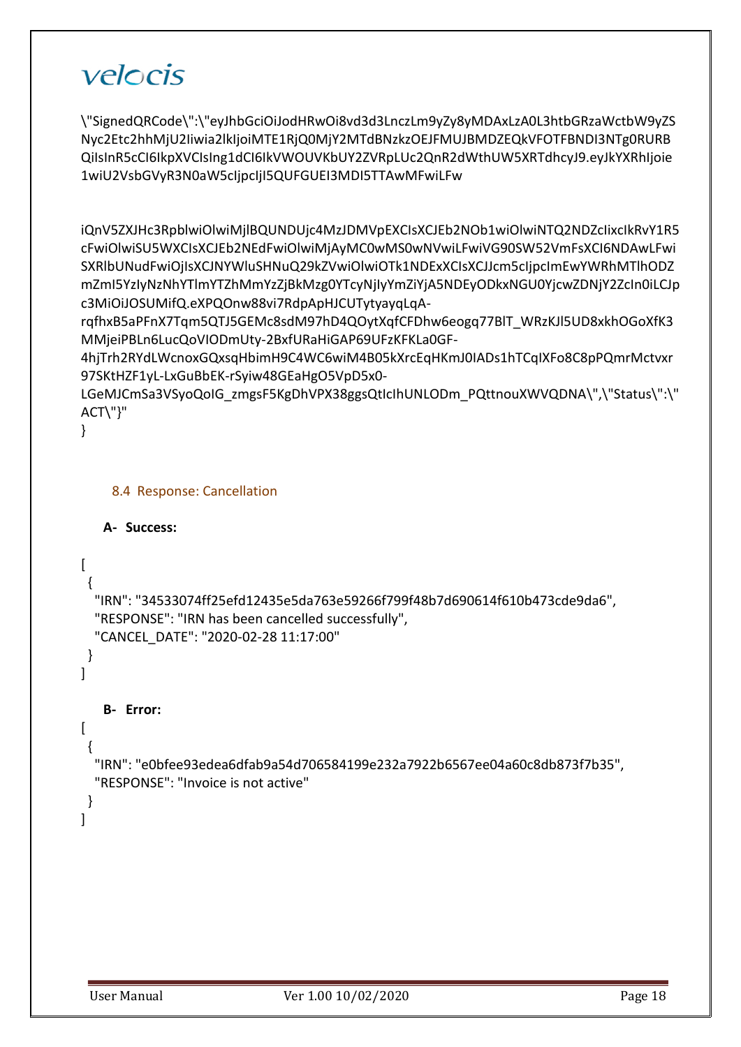```
\"SignedQRCode\":\"eyJhbGciOiJodHRwOi8vd3d3LnczLm9yZy8yMDAxLzA0L3htbGRzaWctbW9yZSNyc2Etc2hhMjU2Iiwia2lkIjoiMTE1RjQ0MjY2MTdBNzkzOEJFMUJBMDZEQkVFOTFBNDI3NTg0RURBQiIsInR5cCI6IkpXVCIsIng1dCI6IkVWOUVKbUY2ZVRpLUc2QnR2dWthUW5XRTdhcyJ9.eyJkYXRhIjoie1wiU2VsbGVyR3N0aW5cIjpcIjI5QUFGUEI3MDI5TTAwMFwiLFw

iQnV5ZXJHc3RpblwiOlwiMjlBQUNDUjc4MzJDMVpEXCIsXCJEb2NOb1wiOlwiNTQ2NDZzIixcIkRvY1R5cFwiOlwiSU5WXCIsXCJEb2NEdFwiOlwiMjAyMC0wMS0wNVwiLFwiVG90SW52VmFsXCI6NDAwLFwiSXRlbUNudFwiOjIsXCJNYWluSHNuQ29kZVwiOlwiOTk1NDExXCIsXCJJcm5cIjpcImEwYWRhMTlhODZmZmI5YzIyNzNhYTlmYTZhMmYzZjBkMzg0YTcyNjIyYmZiYjA5NDEyODkxNGU0YjcwZDNjY2ZcIn0iLCJpc3MiOiJOSUMifQ.eXPQOnw88vi7RdpApHJCUTytyayqLqA-rqfhxB5aPFnX7Tqm5QTJ5GEMc8sdM97hD4QOytXqfCFDhw6eogq77BlT_WRzKJl5UD8xkhOGoXfK3MMjeiPBLn6LucQoVIODmUty-2BxfURaHiGAP69UFzKFKLa0GF-4hjTrh2RYdLWcnoxGQxsqHbimH9C4WC6wiM4B05kXrcEqHKmJ0IADs1hTCqIXFo8C8pPQmrMctvxr97SKtHZF1yL-LxGuBbEK-rSyiw48GEaHgO5VpD5x0-LGeMJCmSa3VSyoQoIG_zmgsF5KgDhVPX38ggsQtIcIhUNLODm_PQttnouXWVQDNA\",\"Status\":\"ACT\"}"
}
```

### 8.4 Response: Cancellation

**A- Success:**

```
[
 {
  "IRN": "34533074ff25efd12435e5da763e59266f799f48b7d690614f610b473cde9da6",
  "RESPONSE": "IRN has been cancelled successfully",
  "CANCEL_DATE": "2020-02-28 11:17:00"
 }
]
```

**B- Error:**

```
[
 {
  "IRN": "e0bfee93edea6dfab9a54d706584199e232a7922b6567ee04a60c8db873f7b35",
  "RESPONSE": "Invoice is not active"
 }
]
```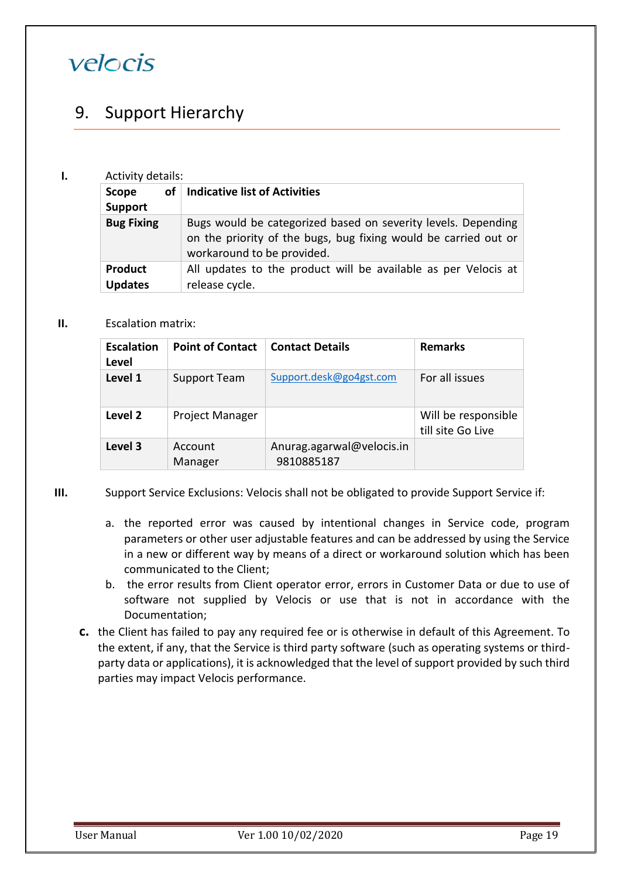# 9. Support Hierarchy

**I.** Activity details:

| Scope of Support | Indicative list of Activities |
|---|---|
| **Bug Fixing** | Bugs would be categorized based on severity levels. Depending on the priority of the bugs, bug fixing would be carried out or workaround to be provided. |
| **Product Updates** | All updates to the product will be available as per Velocis at release cycle. |

**II.** Escalation matrix:

| Escalation Level | Point of Contact | Contact Details | Remarks |
|---|---|---|---|
| **Level 1** | Support Team | Support.desk@go4gst.com | For all issues |
| **Level 2** | Project Manager | | Will be responsible till site Go Live |
| **Level 3** | Account Manager | Anurag.agarwal@velocis.in 9810885187 | |

**III.** Support Service Exclusions: Velocis shall not be obligated to provide Support Service if:

a. the reported error was caused by intentional changes in Service code, program parameters or other user adjustable features and can be addressed by using the Service in a new or different way by means of a direct or workaround solution which has been communicated to the Client;

b. the error results from Client operator error, errors in Customer Data or due to use of software not supplied by Velocis or use that is not in accordance with the Documentation;

**c.** the Client has failed to pay any required fee or is otherwise in default of this Agreement. To the extent, if any, that the Service is third party software (such as operating systems or third-party data or applications), it is acknowledged that the level of support provided by such third parties may impact Velocis performance.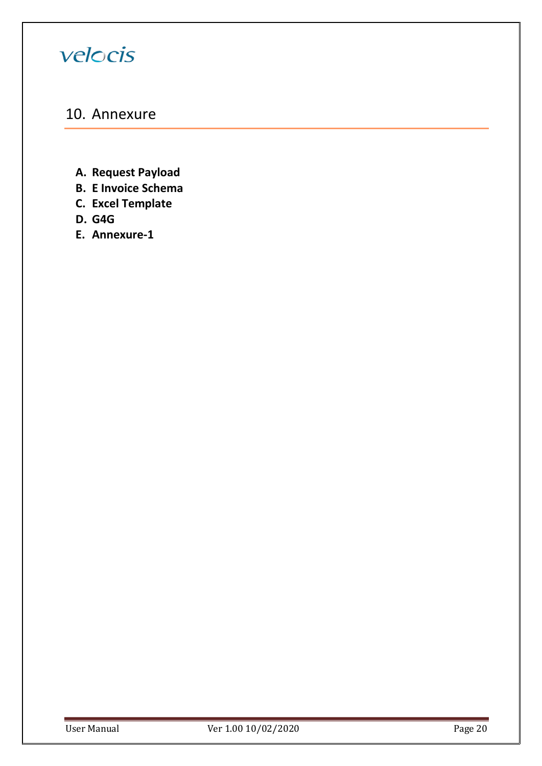## 10. Annexure

A. **Request Payload**
B. **E Invoice Schema**
C. **Excel Template**
D. **G4G**
E. **Annexure-1**